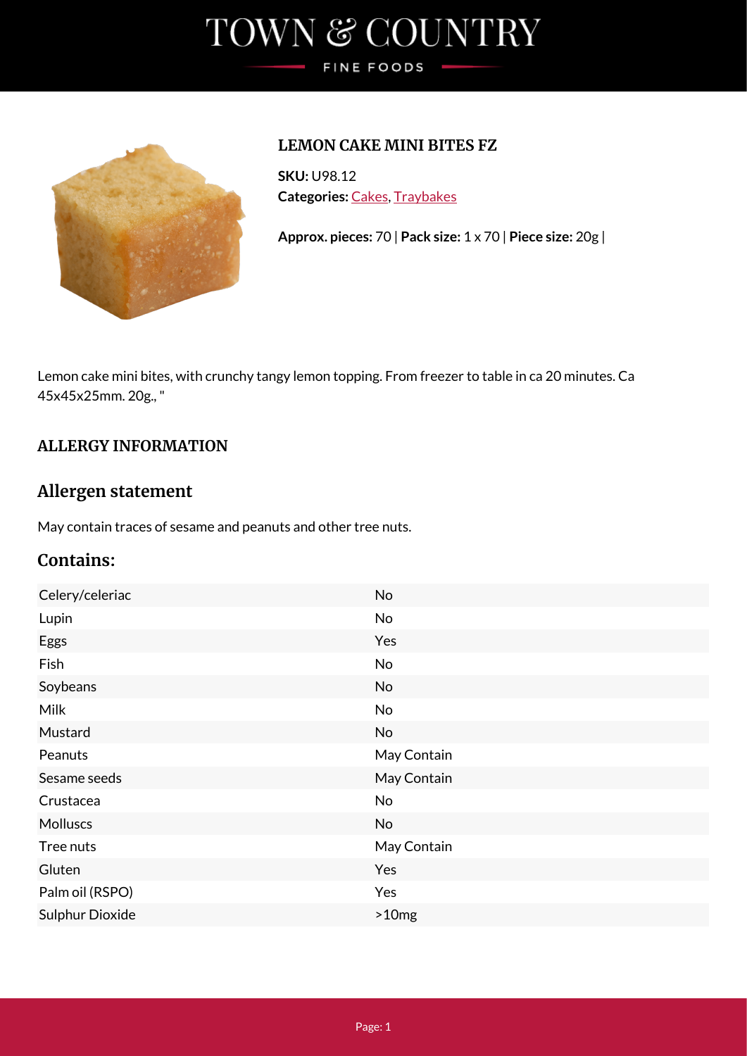# TOWN & COUNTRY

FINE FOODS

## LEMON CAKE MINI BITES FZ

**SKU:** U98.12
**Categories:** Cakes, Traybakes

**Approx. pieces:** 70 | **Pack size:** 1 x 70 | **Piece size:** 20g |

Lemon cake mini bites, with crunchy tangy lemon topping. From freezer to table in ca 20 minutes. Ca 45x45x25mm. 20g., "

## ALLERGY INFORMATION

## Allergen statement

May contain traces of sesame and peanuts and other tree nuts.

## Contains:

| | |
|---|---|
| Celery/celeriac | No |
| Lupin | No |
| Eggs | Yes |
| Fish | No |
| Soybeans | No |
| Milk | No |
| Mustard | No |
| Peanuts | May Contain |
| Sesame seeds | May Contain |
| Crustacea | No |
| Molluscs | No |
| Tree nuts | May Contain |
| Gluten | Yes |
| Palm oil (RSPO) | Yes |
| Sulphur Dioxide | >10mg |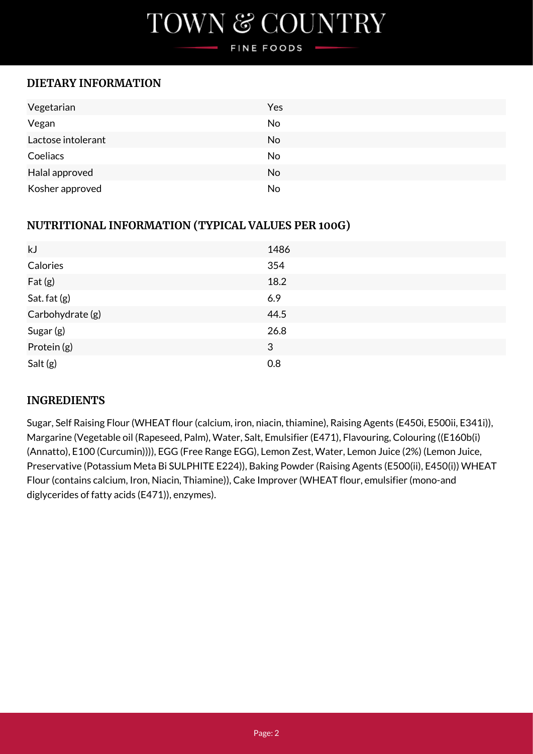## DIETARY INFORMATION

| | |
|---|---|
| Vegetarian | Yes |
| Vegan | No |
| Lactose intolerant | No |
| Coeliacs | No |
| Halal approved | No |
| Kosher approved | No |

## NUTRITIONAL INFORMATION (TYPICAL VALUES PER 100G)

| | |
|---|---|
| kJ | 1486 |
| Calories | 354 |
| Fat (g) | 18.2 |
| Sat. fat (g) | 6.9 |
| Carbohydrate (g) | 44.5 |
| Sugar (g) | 26.8 |
| Protein (g) | 3 |
| Salt (g) | 0.8 |

## INGREDIENTS

Sugar, Self Raising Flour (WHEAT flour (calcium, iron, niacin, thiamine), Raising Agents (E450i, E500ii, E341i)), Margarine (Vegetable oil (Rapeseed, Palm), Water, Salt, Emulsifier (E471), Flavouring, Colouring ((E160b(i) (Annatto), E100 (Curcumin)))), EGG (Free Range EGG), Lemon Zest, Water, Lemon Juice (2%) (Lemon Juice, Preservative (Potassium Meta Bi SULPHITE E224)), Baking Powder (Raising Agents (E500(ii), E450(i)) WHEAT Flour (contains calcium, Iron, Niacin, Thiamine)), Cake Improver (WHEAT flour, emulsifier (mono-and diglycerides of fatty acids (E471)), enzymes).